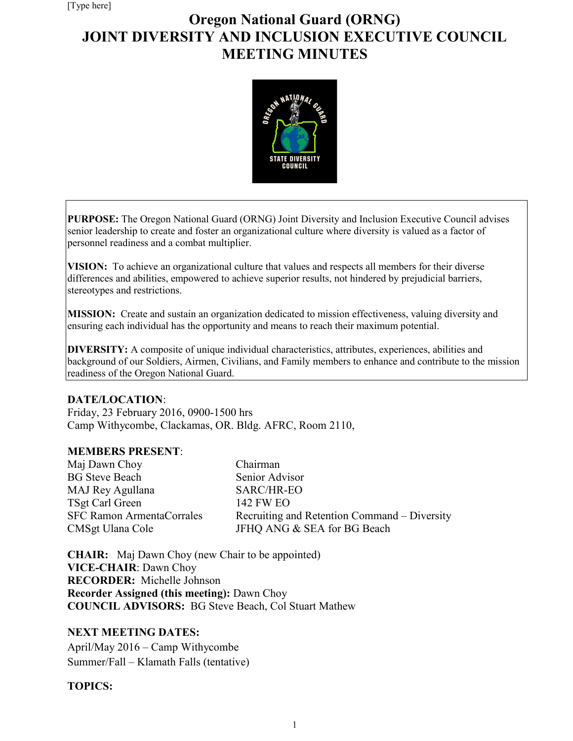# Oregon National Guard (ORNG)
# JOINT DIVERSITY AND INCLUSION EXECUTIVE COUNCIL MEETING MINUTES

**PURPOSE:** The Oregon National Guard (ORNG) Joint Diversity and Inclusion Executive Council advises senior leadership to create and foster an organizational culture where diversity is valued as a factor of personnel readiness and a combat multiplier.

**VISION:** To achieve an organizational culture that values and respects all members for their diverse differences and abilities, empowered to achieve superior results, not hindered by prejudicial barriers, stereotypes and restrictions.

**MISSION:** Create and sustain an organization dedicated to mission effectiveness, valuing diversity and ensuring each individual has the opportunity and means to reach their maximum potential.

**DIVERSITY:** A composite of unique individual characteristics, attributes, experiences, abilities and background of our Soldiers, Airmen, Civilians, and Family members to enhance and contribute to the mission readiness of the Oregon National Guard.

**DATE/LOCATION**:
Friday, 23 February 2016, 0900-1500 hrs
Camp Withycombe, Clackamas, OR. Bldg. AFRC, Room 2110,

**MEMBERS PRESENT**:

| | |
|---|---|
| Maj Dawn Choy | Chairman |
| BG Steve Beach | Senior Advisor |
| MAJ Rey Agullana | SARC/HR-EO |
| TSgt Carl Green | 142 FW EO |
| SFC Ramon ArmentaCorrales | Recruiting and Retention Command – Diversity |
| CMSgt Ulana Cole | JFHQ ANG & SEA for BG Beach |

**CHAIR:** Maj Dawn Choy (new Chair to be appointed)
**VICE-CHAIR**: Dawn Choy
**RECORDER:** Michelle Johnson
**Recorder Assigned (this meeting):** Dawn Choy
**COUNCIL ADVISORS:** BG Steve Beach, Col Stuart Mathew

**NEXT MEETING DATES:**
April/May 2016 – Camp Withycombe
Summer/Fall – Klamath Falls (tentative)

**TOPICS:**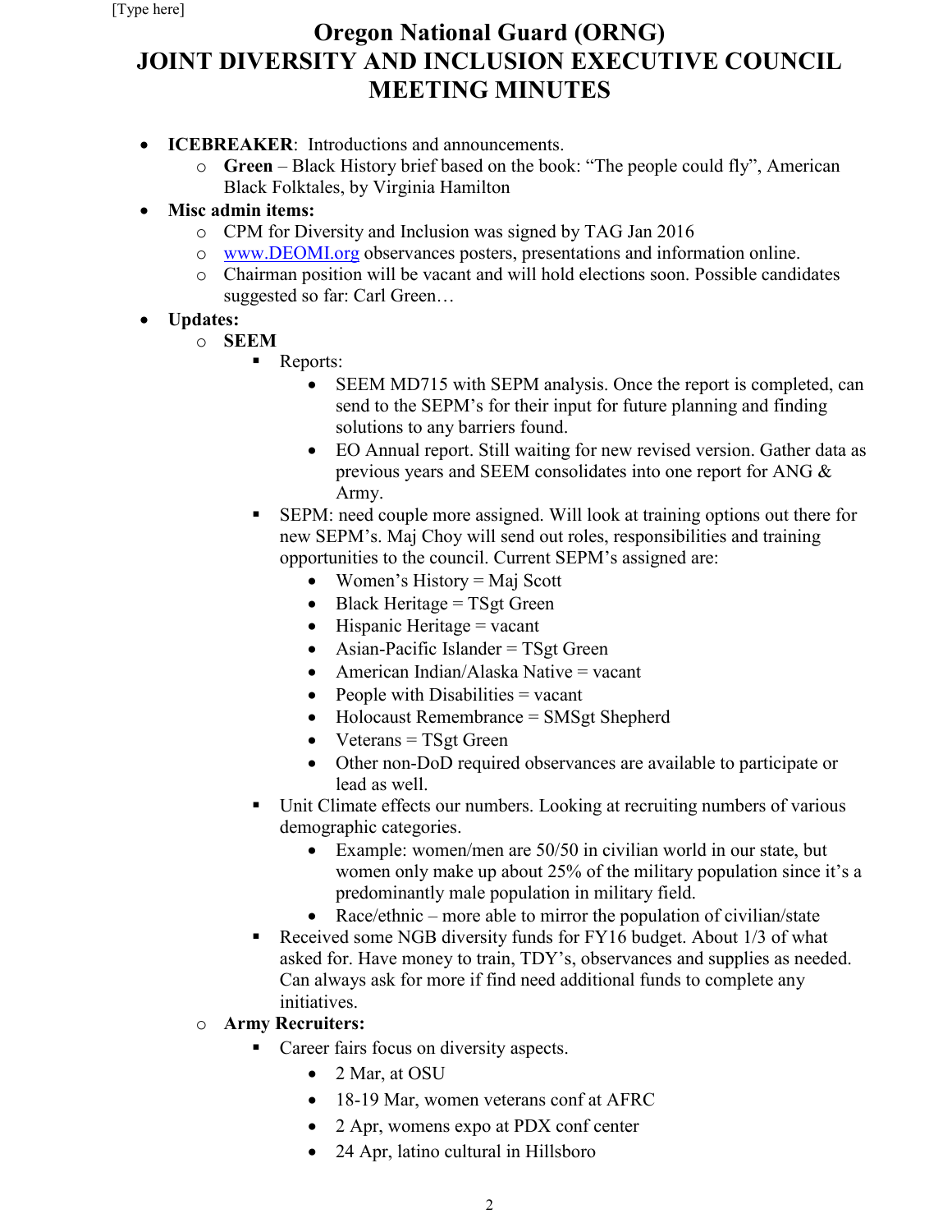# Oregon National Guard (ORNG)
# JOINT DIVERSITY AND INCLUSION EXECUTIVE COUNCIL MEETING MINUTES

- **ICEBREAKER**: Introductions and announcements.
  - **Green** – Black History brief based on the book: "The people could fly", American Black Folktales, by Virginia Hamilton
- **Misc admin items:**
  - CPM for Diversity and Inclusion was signed by TAG Jan 2016
  - www.DEOMI.org observances posters, presentations and information online.
  - Chairman position will be vacant and will hold elections soon. Possible candidates suggested so far: Carl Green…
- **Updates:**
  - **SEEM**
    - Reports:
      - SEEM MD715 with SEPM analysis. Once the report is completed, can send to the SEPM's for their input for future planning and finding solutions to any barriers found.
      - EO Annual report. Still waiting for new revised version. Gather data as previous years and SEEM consolidates into one report for ANG & Army.
    - SEPM: need couple more assigned. Will look at training options out there for new SEPM's. Maj Choy will send out roles, responsibilities and training opportunities to the council. Current SEPM's assigned are:
      - Women's History = Maj Scott
      - Black Heritage = TSgt Green
      - Hispanic Heritage = vacant
      - Asian-Pacific Islander = TSgt Green
      - American Indian/Alaska Native = vacant
      - People with Disabilities = vacant
      - Holocaust Remembrance = SMSgt Shepherd
      - Veterans = TSgt Green
      - Other non-DoD required observances are available to participate or lead as well.
    - Unit Climate effects our numbers. Looking at recruiting numbers of various demographic categories.
      - Example: women/men are 50/50 in civilian world in our state, but women only make up about 25% of the military population since it's a predominantly male population in military field.
      - Race/ethnic – more able to mirror the population of civilian/state
    - Received some NGB diversity funds for FY16 budget. About 1/3 of what asked for. Have money to train, TDY's, observances and supplies as needed. Can always ask for more if find need additional funds to complete any initiatives.
  - **Army Recruiters:**
    - Career fairs focus on diversity aspects.
      - 2 Mar, at OSU
      - 18-19 Mar, women veterans conf at AFRC
      - 2 Apr, womens expo at PDX conf center
      - 24 Apr, latino cultural in Hillsboro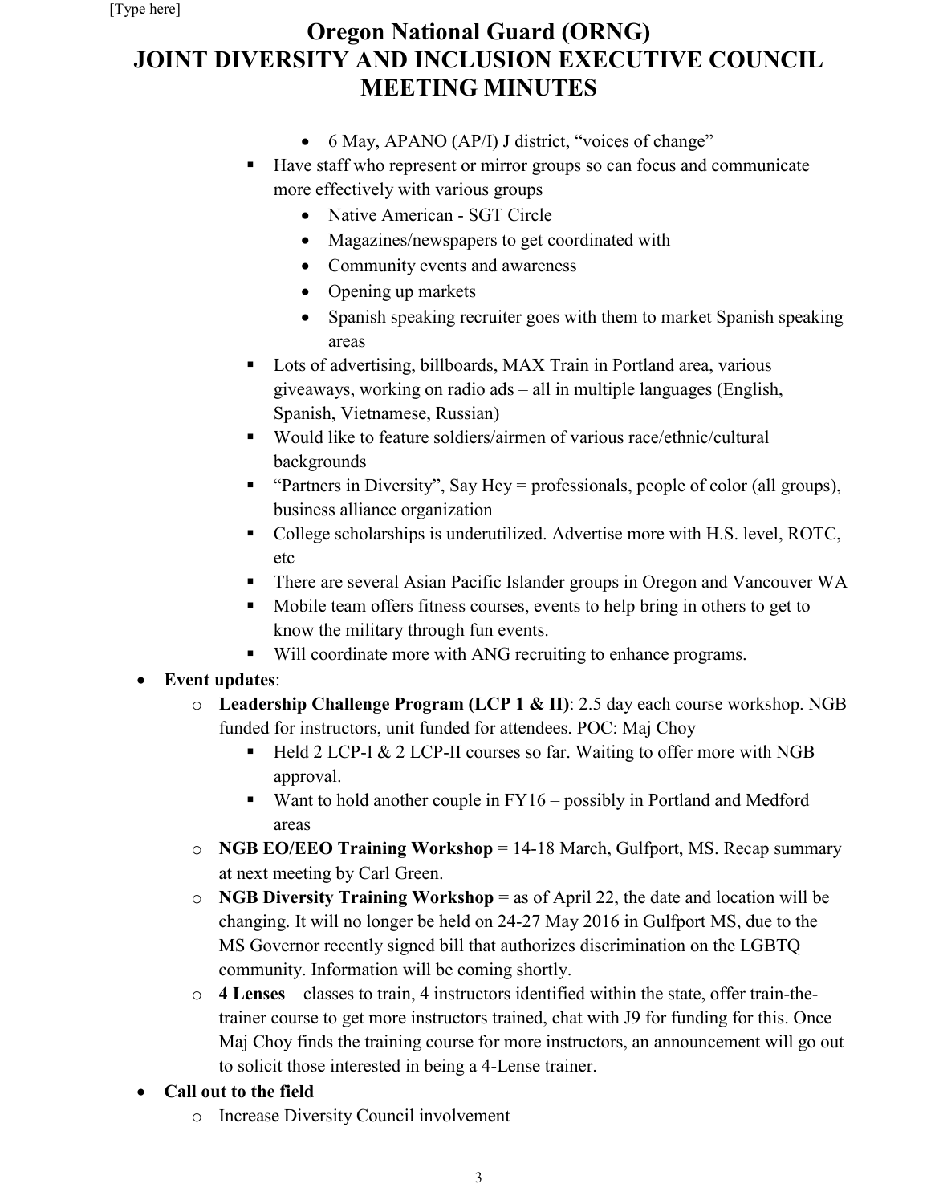# Oregon National Guard (ORNG)
# JOINT DIVERSITY AND INCLUSION EXECUTIVE COUNCIL MEETING MINUTES

            - 6 May, APANO (AP/I) J district, "voices of change"
        - Have staff who represent or mirror groups so can focus and communicate more effectively with various groups
            - Native American - SGT Circle
            - Magazines/newspapers to get coordinated with
            - Community events and awareness
            - Opening up markets
            - Spanish speaking recruiter goes with them to market Spanish speaking areas
        - Lots of advertising, billboards, MAX Train in Portland area, various giveaways, working on radio ads – all in multiple languages (English, Spanish, Vietnamese, Russian)
        - Would like to feature soldiers/airmen of various race/ethnic/cultural backgrounds
        - "Partners in Diversity", Say Hey = professionals, people of color (all groups), business alliance organization
        - College scholarships is underutilized. Advertise more with H.S. level, ROTC, etc
        - There are several Asian Pacific Islander groups in Oregon and Vancouver WA
        - Mobile team offers fitness courses, events to help bring in others to get to know the military through fun events.
        - Will coordinate more with ANG recruiting to enhance programs.

- **Event updates**:
    - **Leadership Challenge Program (LCP 1 & II)**: 2.5 day each course workshop. NGB funded for instructors, unit funded for attendees. POC: Maj Choy
        - Held 2 LCP-I & 2 LCP-II courses so far. Waiting to offer more with NGB approval.
        - Want to hold another couple in FY16 – possibly in Portland and Medford areas
    - **NGB EO/EEO Training Workshop** = 14-18 March, Gulfport, MS. Recap summary at next meeting by Carl Green.
    - **NGB Diversity Training Workshop** = as of April 22, the date and location will be changing. It will no longer be held on 24-27 May 2016 in Gulfport MS, due to the MS Governor recently signed bill that authorizes discrimination on the LGBTQ community. Information will be coming shortly.
    - **4 Lenses** – classes to train, 4 instructors identified within the state, offer train-the-trainer course to get more instructors trained, chat with J9 for funding for this. Once Maj Choy finds the training course for more instructors, an announcement will go out to solicit those interested in being a 4-Lense trainer.
- **Call out to the field**
    - Increase Diversity Council involvement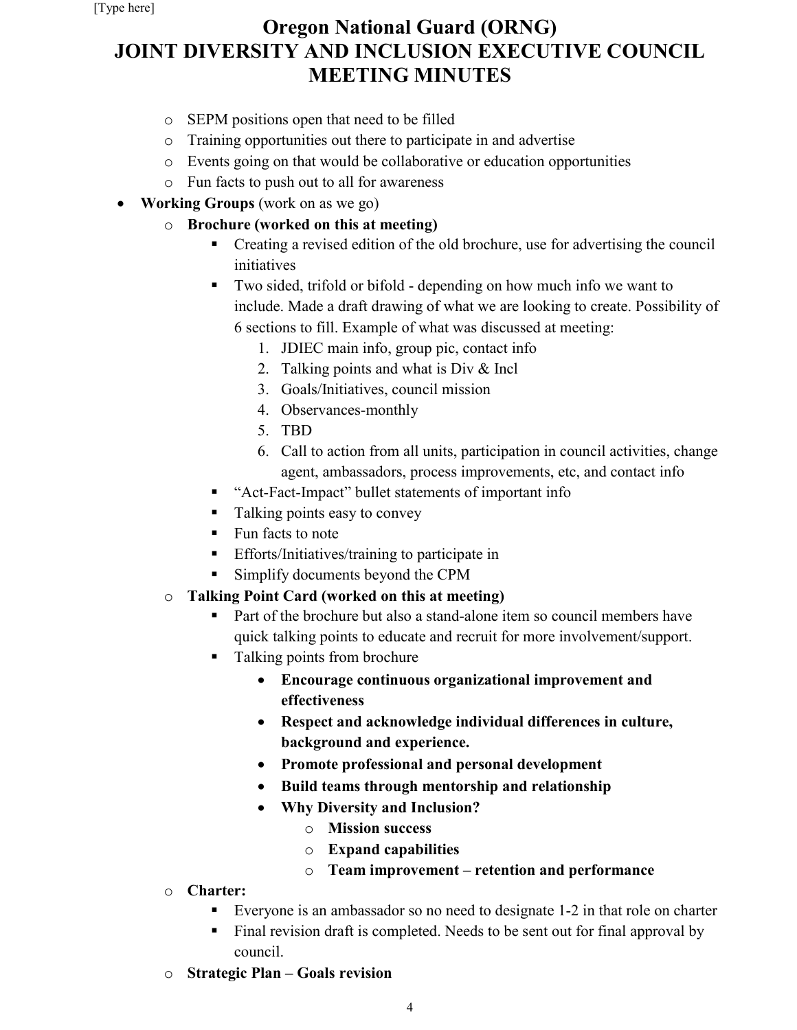# Oregon National Guard (ORNG)
# JOINT DIVERSITY AND INCLUSION EXECUTIVE COUNCIL MEETING MINUTES

  - SEPM positions open that need to be filled
  - Training opportunities out there to participate in and advertise
  - Events going on that would be collaborative or education opportunities
  - Fun facts to push out to all for awareness
- **Working Groups** (work on as we go)
  - **Brochure (worked on this at meeting)**
    - Creating a revised edition of the old brochure, use for advertising the council initiatives
    - Two sided, trifold or bifold - depending on how much info we want to include. Made a draft drawing of what we are looking to create. Possibility of 6 sections to fill. Example of what was discussed at meeting:
      1. JDIEC main info, group pic, contact info
      2. Talking points and what is Div & Incl
      3. Goals/Initiatives, council mission
      4. Observances-monthly
      5. TBD
      6. Call to action from all units, participation in council activities, change agent, ambassadors, process improvements, etc, and contact info
    - "Act-Fact-Impact" bullet statements of important info
    - Talking points easy to convey
    - Fun facts to note
    - Efforts/Initiatives/training to participate in
    - Simplify documents beyond the CPM
  - **Talking Point Card (worked on this at meeting)**
    - Part of the brochure but also a stand-alone item so council members have quick talking points to educate and recruit for more involvement/support.
    - Talking points from brochure
      - **Encourage continuous organizational improvement and effectiveness**
      - **Respect and acknowledge individual differences in culture, background and experience.**
      - **Promote professional and personal development**
      - **Build teams through mentorship and relationship**
      - **Why Diversity and Inclusion?**
        - **Mission success**
        - **Expand capabilities**
        - **Team improvement – retention and performance**
  - **Charter:**
    - Everyone is an ambassador so no need to designate 1-2 in that role on charter
    - Final revision draft is completed. Needs to be sent out for final approval by council.
  - **Strategic Plan – Goals revision**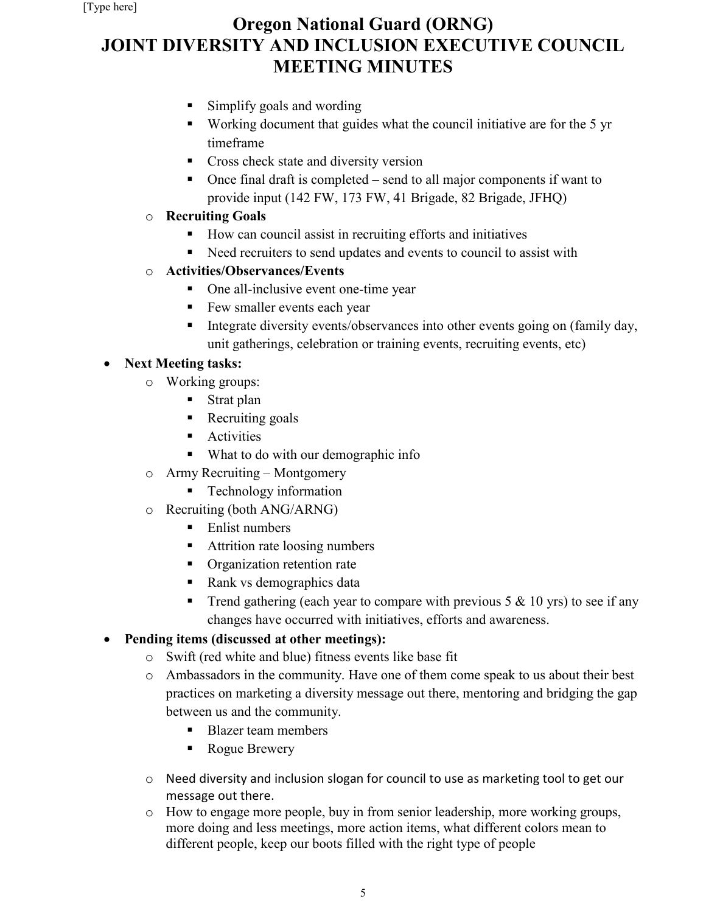# Oregon National Guard (ORNG)
# JOINT DIVERSITY AND INCLUSION EXECUTIVE COUNCIL MEETING MINUTES

        - Simplify goals and wording
        - Working document that guides what the council initiative are for the 5 yr timeframe
        - Cross check state and diversity version
        - Once final draft is completed – send to all major components if want to provide input (142 FW, 173 FW, 41 Brigade, 82 Brigade, JFHQ)
    - **Recruiting Goals**
        - How can council assist in recruiting efforts and initiatives
        - Need recruiters to send updates and events to council to assist with
    - **Activities/Observances/Events**
        - One all-inclusive event one-time year
        - Few smaller events each year
        - Integrate diversity events/observances into other events going on (family day, unit gatherings, celebration or training events, recruiting events, etc)
- **Next Meeting tasks:**
    - Working groups:
        - Strat plan
        - Recruiting goals
        - Activities
        - What to do with our demographic info
    - Army Recruiting – Montgomery
        - Technology information
    - Recruiting (both ANG/ARNG)
        - Enlist numbers
        - Attrition rate loosing numbers
        - Organization retention rate
        - Rank vs demographics data
        - Trend gathering (each year to compare with previous 5 & 10 yrs) to see if any changes have occurred with initiatives, efforts and awareness.
- **Pending items (discussed at other meetings):**
    - Swift (red white and blue) fitness events like base fit
    - Ambassadors in the community. Have one of them come speak to us about their best practices on marketing a diversity message out there, mentoring and bridging the gap between us and the community.
        - Blazer team members
        - Rogue Brewery
    - Need diversity and inclusion slogan for council to use as marketing tool to get our message out there.
    - How to engage more people, buy in from senior leadership, more working groups, more doing and less meetings, more action items, what different colors mean to different people, keep our boots filled with the right type of people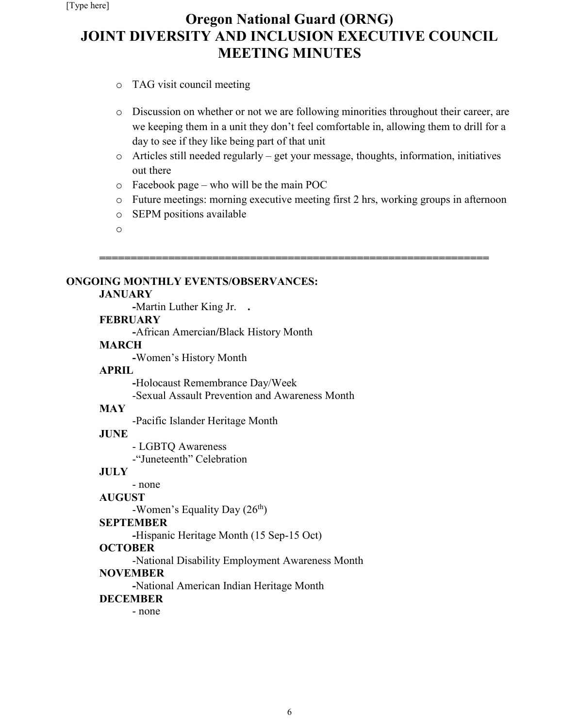[Type here]

# Oregon National Guard (ORNG)
# JOINT DIVERSITY AND INCLUSION EXECUTIVE COUNCIL MEETING MINUTES

- TAG visit council meeting

- Discussion on whether or not we are following minorities throughout their career, are we keeping them in a unit they don't feel comfortable in, allowing them to drill for a day to see if they like being part of that unit
- Articles still needed regularly – get your message, thoughts, information, initiatives out there
- Facebook page – who will be the main POC
- Future meetings: morning executive meeting first 2 hrs, working groups in afternoon
- SEPM positions available
-

==============================================================

**ONGOING MONTHLY EVENTS/OBSERVANCES:**

**JANUARY**
- Martin Luther King Jr. .

**FEBRUARY**
- African Amercian/Black History Month

**MARCH**
- Women's History Month

**APRIL**
- Holocaust Remembrance Day/Week
- Sexual Assault Prevention and Awareness Month

**MAY**
- Pacific Islander Heritage Month

**JUNE**
- LGBTQ Awareness
- "Juneteenth" Celebration

**JULY**
- none

**AUGUST**
- Women's Equality Day (26th)

**SEPTEMBER**
- Hispanic Heritage Month (15 Sep-15 Oct)

**OCTOBER**
- National Disability Employment Awareness Month

**NOVEMBER**
- National American Indian Heritage Month

**DECEMBER**
- none